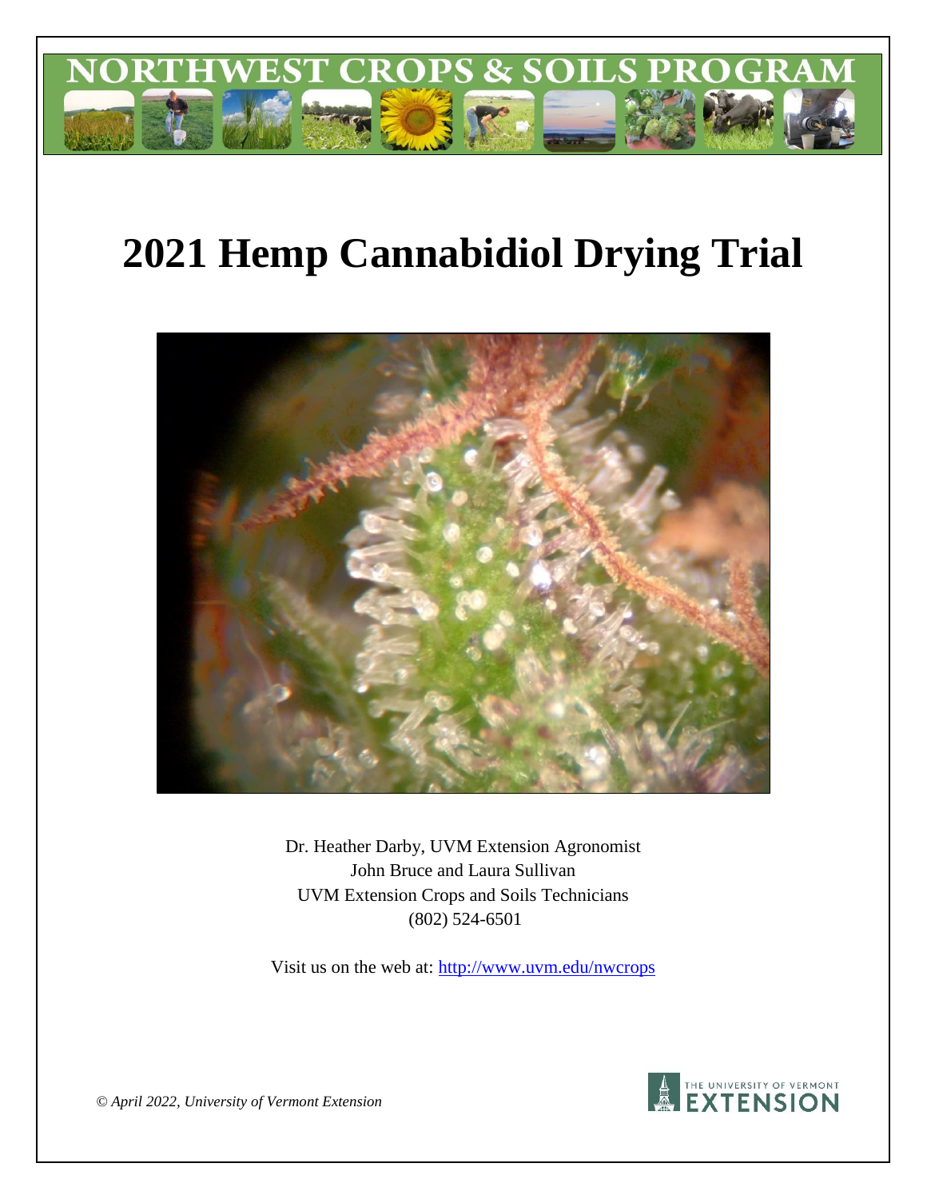NORTHWEST CROPS & SOILS PROGRAM

# 2021 Hemp Cannabidiol Drying Trial

Dr. Heather Darby, UVM Extension Agronomist
John Bruce and Laura Sullivan
UVM Extension Crops and Soils Technicians
(802) 524-6501

Visit us on the web at: http://www.uvm.edu/nwcrops

*© April 2022, University of Vermont Extension*

THE UNIVERSITY OF VERMONT EXTENSION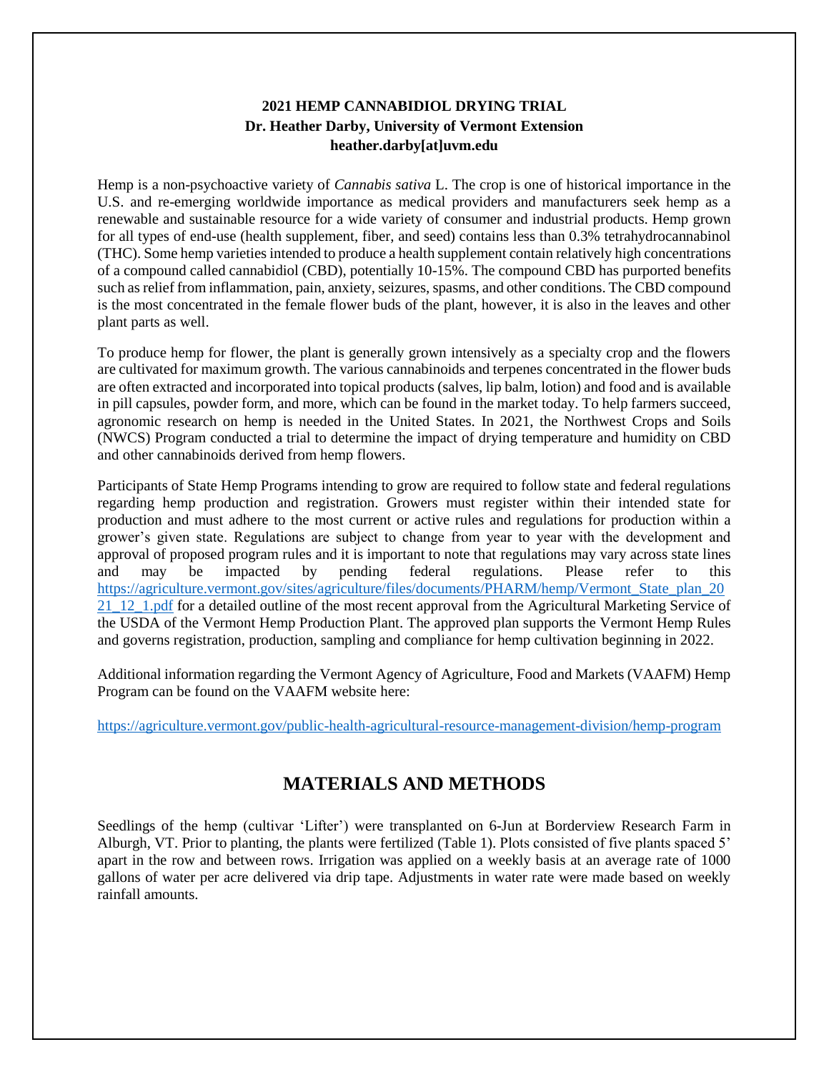**2021 HEMP CANNABIDIOL DRYING TRIAL**
**Dr. Heather Darby, University of Vermont Extension**
**heather.darby[at]uvm.edu**

Hemp is a non-psychoactive variety of *Cannabis sativa* L. The crop is one of historical importance in the U.S. and re-emerging worldwide importance as medical providers and manufacturers seek hemp as a renewable and sustainable resource for a wide variety of consumer and industrial products. Hemp grown for all types of end-use (health supplement, fiber, and seed) contains less than 0.3% tetrahydrocannabinol (THC). Some hemp varieties intended to produce a health supplement contain relatively high concentrations of a compound called cannabidiol (CBD), potentially 10-15%. The compound CBD has purported benefits such as relief from inflammation, pain, anxiety, seizures, spasms, and other conditions. The CBD compound is the most concentrated in the female flower buds of the plant, however, it is also in the leaves and other plant parts as well.

To produce hemp for flower, the plant is generally grown intensively as a specialty crop and the flowers are cultivated for maximum growth. The various cannabinoids and terpenes concentrated in the flower buds are often extracted and incorporated into topical products (salves, lip balm, lotion) and food and is available in pill capsules, powder form, and more, which can be found in the market today. To help farmers succeed, agronomic research on hemp is needed in the United States. In 2021, the Northwest Crops and Soils (NWCS) Program conducted a trial to determine the impact of drying temperature and humidity on CBD and other cannabinoids derived from hemp flowers.

Participants of State Hemp Programs intending to grow are required to follow state and federal regulations regarding hemp production and registration. Growers must register within their intended state for production and must adhere to the most current or active rules and regulations for production within a grower's given state. Regulations are subject to change from year to year with the development and approval of proposed program rules and it is important to note that regulations may vary across state lines and may be impacted by pending federal regulations. Please refer to this https://agriculture.vermont.gov/sites/agriculture/files/documents/PHARM/hemp/Vermont_State_plan_2021_12_1.pdf for a detailed outline of the most recent approval from the Agricultural Marketing Service of the USDA of the Vermont Hemp Production Plant. The approved plan supports the Vermont Hemp Rules and governs registration, production, sampling and compliance for hemp cultivation beginning in 2022.

Additional information regarding the Vermont Agency of Agriculture, Food and Markets (VAAFM) Hemp Program can be found on the VAAFM website here:

https://agriculture.vermont.gov/public-health-agricultural-resource-management-division/hemp-program

## MATERIALS AND METHODS

Seedlings of the hemp (cultivar 'Lifter') were transplanted on 6-Jun at Borderview Research Farm in Alburgh, VT. Prior to planting, the plants were fertilized (Table 1). Plots consisted of five plants spaced 5' apart in the row and between rows. Irrigation was applied on a weekly basis at an average rate of 1000 gallons of water per acre delivered via drip tape. Adjustments in water rate were made based on weekly rainfall amounts.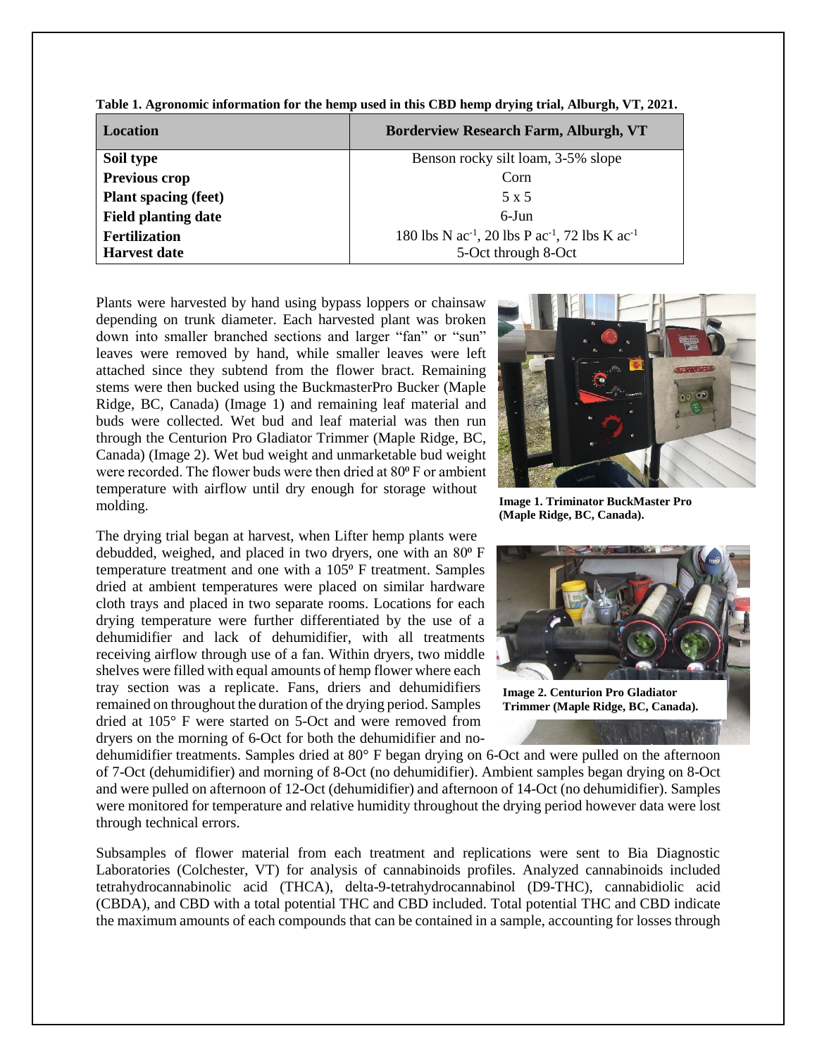**Table 1. Agronomic information for the hemp used in this CBD hemp drying trial, Alburgh, VT, 2021.**

| Location | Borderview Research Farm, Alburgh, VT |
|---|---|
| **Soil type** | Benson rocky silt loam, 3-5% slope |
| **Previous crop** | Corn |
| **Plant spacing (feet)** | 5 x 5 |
| **Field planting date** | 6-Jun |
| **Fertilization** | 180 lbs N $ac^{-1}$, 20 lbs P $ac^{-1}$, 72 lbs K $ac^{-1}$ |
| **Harvest date** | 5-Oct through 8-Oct |

Plants were harvested by hand using bypass loppers or chainsaw depending on trunk diameter. Each harvested plant was broken down into smaller branched sections and larger "fan" or "sun" leaves were removed by hand, while smaller leaves were left attached since they subtend from the flower bract. Remaining stems were then bucked using the BuckmasterPro Bucker (Maple Ridge, BC, Canada) (Image 1) and remaining leaf material and buds were collected. Wet bud and leaf material was then run through the Centurion Pro Gladiator Trimmer (Maple Ridge, BC, Canada) (Image 2). Wet bud weight and unmarketable bud weight were recorded. The flower buds were then dried at 80º F or ambient temperature with airflow until dry enough for storage without molding.

**Image 1. Triminator BuckMaster Pro (Maple Ridge, BC, Canada).**

The drying trial began at harvest, when Lifter hemp plants were debudded, weighed, and placed in two dryers, one with an 80º F temperature treatment and one with a 105º F treatment. Samples dried at ambient temperatures were placed on similar hardware cloth trays and placed in two separate rooms. Locations for each drying temperature were further differentiated by the use of a dehumidifier and lack of dehumidifier, with all treatments receiving airflow through use of a fan. Within dryers, two middle shelves were filled with equal amounts of hemp flower where each tray section was a replicate. Fans, driers and dehumidifiers remained on throughout the duration of the drying period. Samples dried at 105° F were started on 5-Oct and were removed from dryers on the morning of 6-Oct for both the dehumidifier and no-dehumidifier treatments. Samples dried at 80° F began drying on 6-Oct and were pulled on the afternoon of 7-Oct (dehumidifier) and morning of 8-Oct (no dehumidifier). Ambient samples began drying on 8-Oct and were pulled on afternoon of 12-Oct (dehumidifier) and afternoon of 14-Oct (no dehumidifier). Samples were monitored for temperature and relative humidity throughout the drying period however data were lost through technical errors.

**Image 2. Centurion Pro Gladiator Trimmer (Maple Ridge, BC, Canada).**

Subsamples of flower material from each treatment and replications were sent to Bia Diagnostic Laboratories (Colchester, VT) for analysis of cannabinoids profiles. Analyzed cannabinoids included tetrahydrocannabinolic acid (THCA), delta-9-tetrahydrocannabinol (D9-THC), cannabidiolic acid (CBDA), and CBD with a total potential THC and CBD included. Total potential THC and CBD indicate the maximum amounts of each compounds that can be contained in a sample, accounting for losses through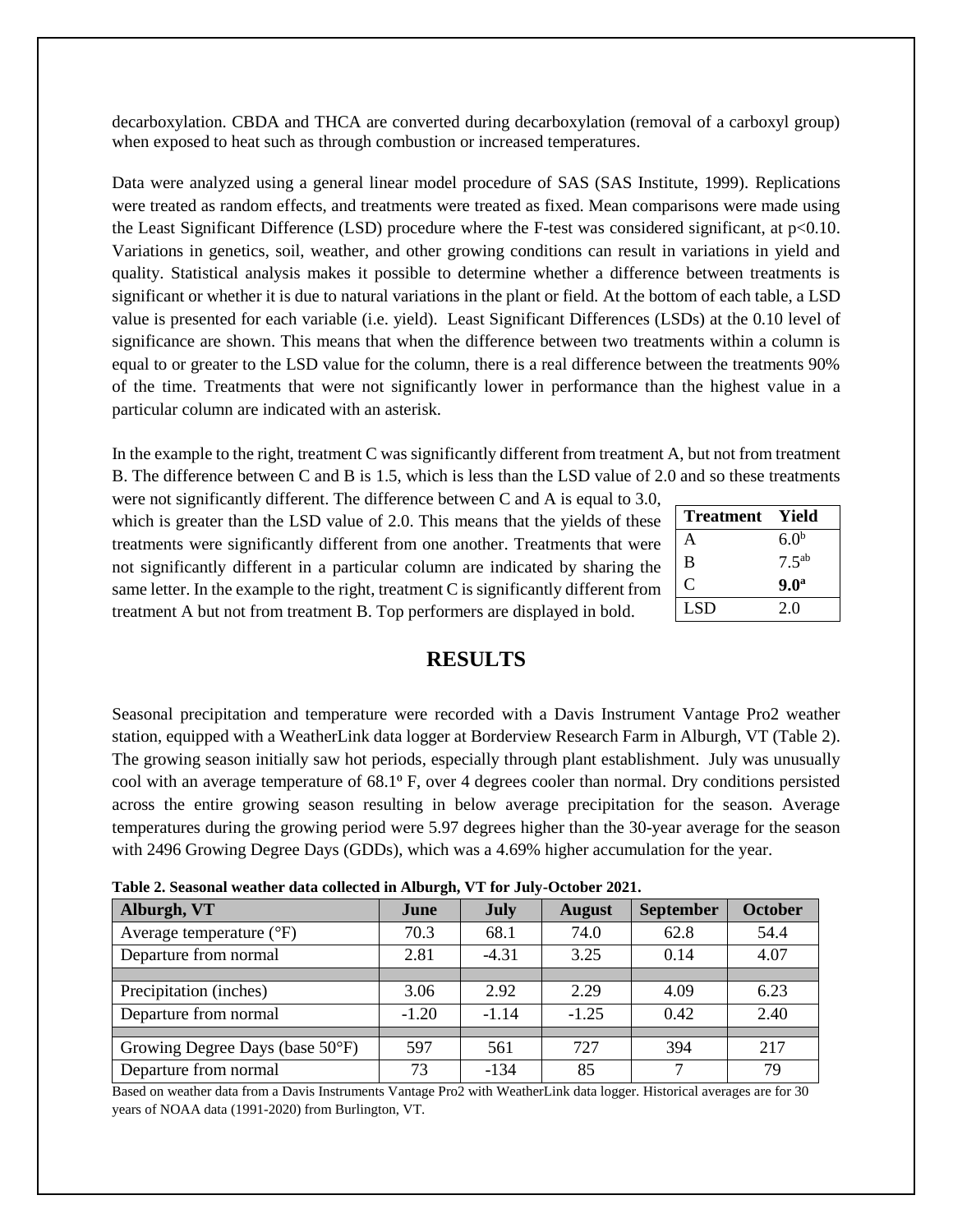decarboxylation. CBDA and THCA are converted during decarboxylation (removal of a carboxyl group) when exposed to heat such as through combustion or increased temperatures.

Data were analyzed using a general linear model procedure of SAS (SAS Institute, 1999). Replications were treated as random effects, and treatments were treated as fixed. Mean comparisons were made using the Least Significant Difference (LSD) procedure where the F-test was considered significant, at $p<0.10$. Variations in genetics, soil, weather, and other growing conditions can result in variations in yield and quality. Statistical analysis makes it possible to determine whether a difference between treatments is significant or whether it is due to natural variations in the plant or field. At the bottom of each table, a LSD value is presented for each variable (i.e. yield). Least Significant Differences (LSDs) at the 0.10 level of significance are shown. This means that when the difference between two treatments within a column is equal to or greater to the LSD value for the column, there is a real difference between the treatments 90% of the time. Treatments that were not significantly lower in performance than the highest value in a particular column are indicated with an asterisk.

In the example to the right, treatment C was significantly different from treatment A, but not from treatment B. The difference between C and B is 1.5, which is less than the LSD value of 2.0 and so these treatments were not significantly different. The difference between C and A is equal to 3.0, which is greater than the LSD value of 2.0. This means that the yields of these treatments were significantly different from one another. Treatments that were not significantly different in a particular column are indicated by sharing the same letter. In the example to the right, treatment C is significantly different from treatment A but not from treatment B. Top performers are displayed in bold.

| Treatment | Yield |
|---|---|
| A | $6.0^{b}$ |
| B | $7.5^{ab}$ |
| C | **$9.0^{a}$** |
| LSD | 2.0 |

# RESULTS

Seasonal precipitation and temperature were recorded with a Davis Instrument Vantage Pro2 weather station, equipped with a WeatherLink data logger at Borderview Research Farm in Alburgh, VT (Table 2). The growing season initially saw hot periods, especially through plant establishment. July was unusually cool with an average temperature of 68.1º F, over 4 degrees cooler than normal. Dry conditions persisted across the entire growing season resulting in below average precipitation for the season. Average temperatures during the growing period were 5.97 degrees higher than the 30-year average for the season with 2496 Growing Degree Days (GDDs), which was a 4.69% higher accumulation for the year.

**Table 2. Seasonal weather data collected in Alburgh, VT for July-October 2021.**

| Alburgh, VT | June | July | August | September | October |
|---|---|---|---|---|---|
| Average temperature (°F) | 70.3 | 68.1 | 74.0 | 62.8 | 54.4 |
| Departure from normal | 2.81 | -4.31 | 3.25 | 0.14 | 4.07 |
| | | | | | |
| Precipitation (inches) | 3.06 | 2.92 | 2.29 | 4.09 | 6.23 |
| Departure from normal | -1.20 | -1.14 | -1.25 | 0.42 | 2.40 |
| | | | | | |
| Growing Degree Days (base 50°F) | 597 | 561 | 727 | 394 | 217 |
| Departure from normal | 73 | -134 | 85 | 7 | 79 |

Based on weather data from a Davis Instruments Vantage Pro2 with WeatherLink data logger. Historical averages are for 30 years of NOAA data (1991-2020) from Burlington, VT.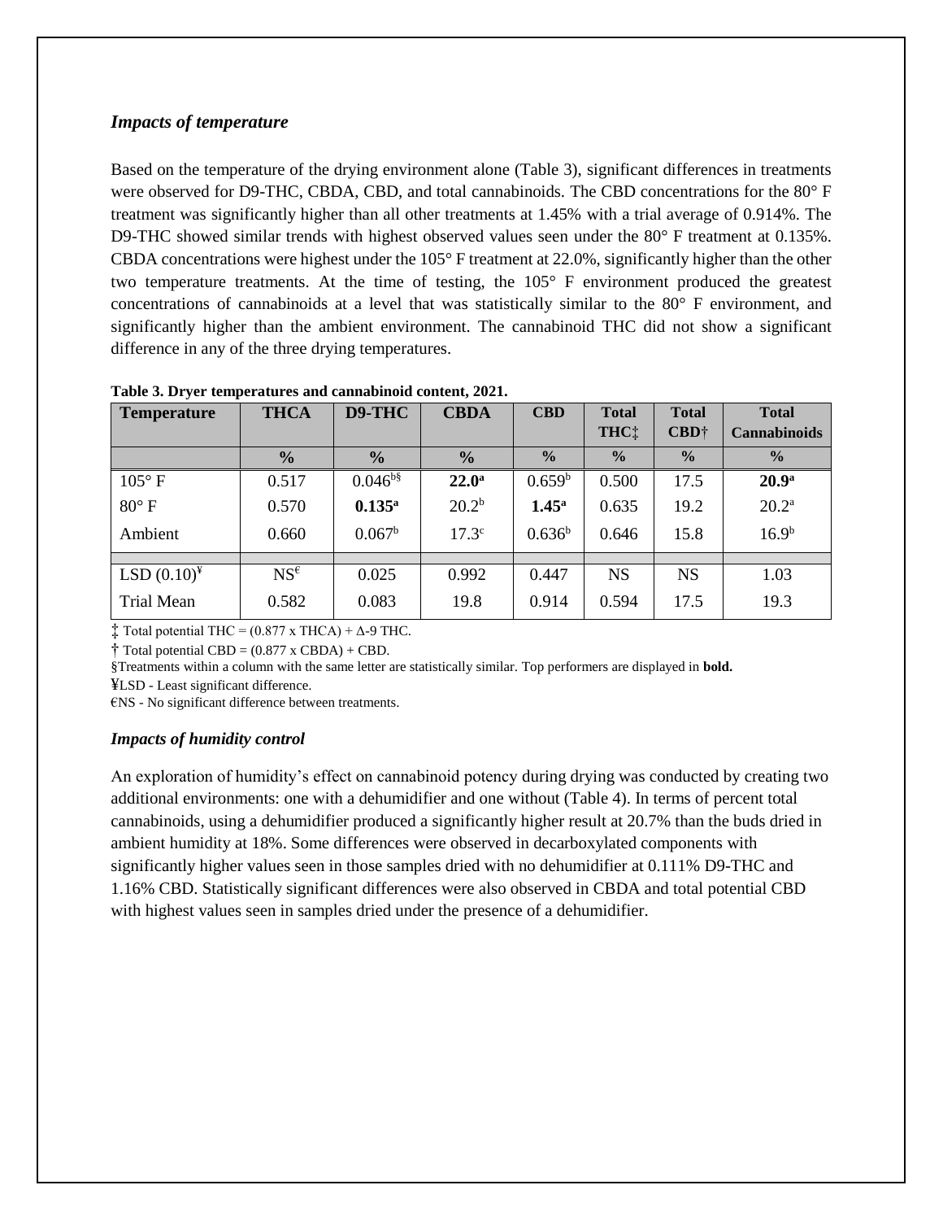### *Impacts of temperature*

Based on the temperature of the drying environment alone (Table 3), significant differences in treatments were observed for D9-THC, CBDA, CBD, and total cannabinoids. The CBD concentrations for the 80° F treatment was significantly higher than all other treatments at 1.45% with a trial average of 0.914%. The D9-THC showed similar trends with highest observed values seen under the 80° F treatment at 0.135%. CBDA concentrations were highest under the 105° F treatment at 22.0%, significantly higher than the other two temperature treatments. At the time of testing, the 105° F environment produced the greatest concentrations of cannabinoids at a level that was statistically similar to the 80° F environment, and significantly higher than the ambient environment. The cannabinoid THC did not show a significant difference in any of the three drying temperatures.

**Table 3. Dryer temperatures and cannabinoid content, 2021.**

| Temperature | THCA | D9-THC | CBDA | CBD | Total THC‡ | Total CBD† | Total Cannabinoids |
|---|---|---|---|---|---|---|---|
| | % | % | % | % | % | % | % |
| 105° F | 0.517 | 0.046[b§] | **22.0**[a] | 0.659[b] | 0.500 | 17.5 | **20.9**[a] |
| 80° F | 0.570 | **0.135**[a] | 20.2[b] | **1.45**[a] | 0.635 | 19.2 | 20.2[a] |
| Ambient | 0.660 | 0.067[b] | 17.3[c] | 0.636[b] | 0.646 | 15.8 | 16.9[b] |
| LSD (0.10)[¥] | NS[€] | 0.025 | 0.992 | 0.447 | NS | NS | 1.03 |
| Trial Mean | 0.582 | 0.083 | 19.8 | 0.914 | 0.594 | 17.5 | 19.3 |

‡ Total potential THC = (0.877 x THCA) + Δ-9 THC.

† Total potential CBD = (0.877 x CBDA) + CBD.

§Treatments within a column with the same letter are statistically similar. Top performers are displayed in **bold.**

¥LSD - Least significant difference.

€NS - No significant difference between treatments.

### *Impacts of humidity control*

An exploration of humidity's effect on cannabinoid potency during drying was conducted by creating two additional environments: one with a dehumidifier and one without (Table 4). In terms of percent total cannabinoids, using a dehumidifier produced a significantly higher result at 20.7% than the buds dried in ambient humidity at 18%. Some differences were observed in decarboxylated components with significantly higher values seen in those samples dried with no dehumidifier at 0.111% D9-THC and 1.16% CBD. Statistically significant differences were also observed in CBDA and total potential CBD with highest values seen in samples dried under the presence of a dehumidifier.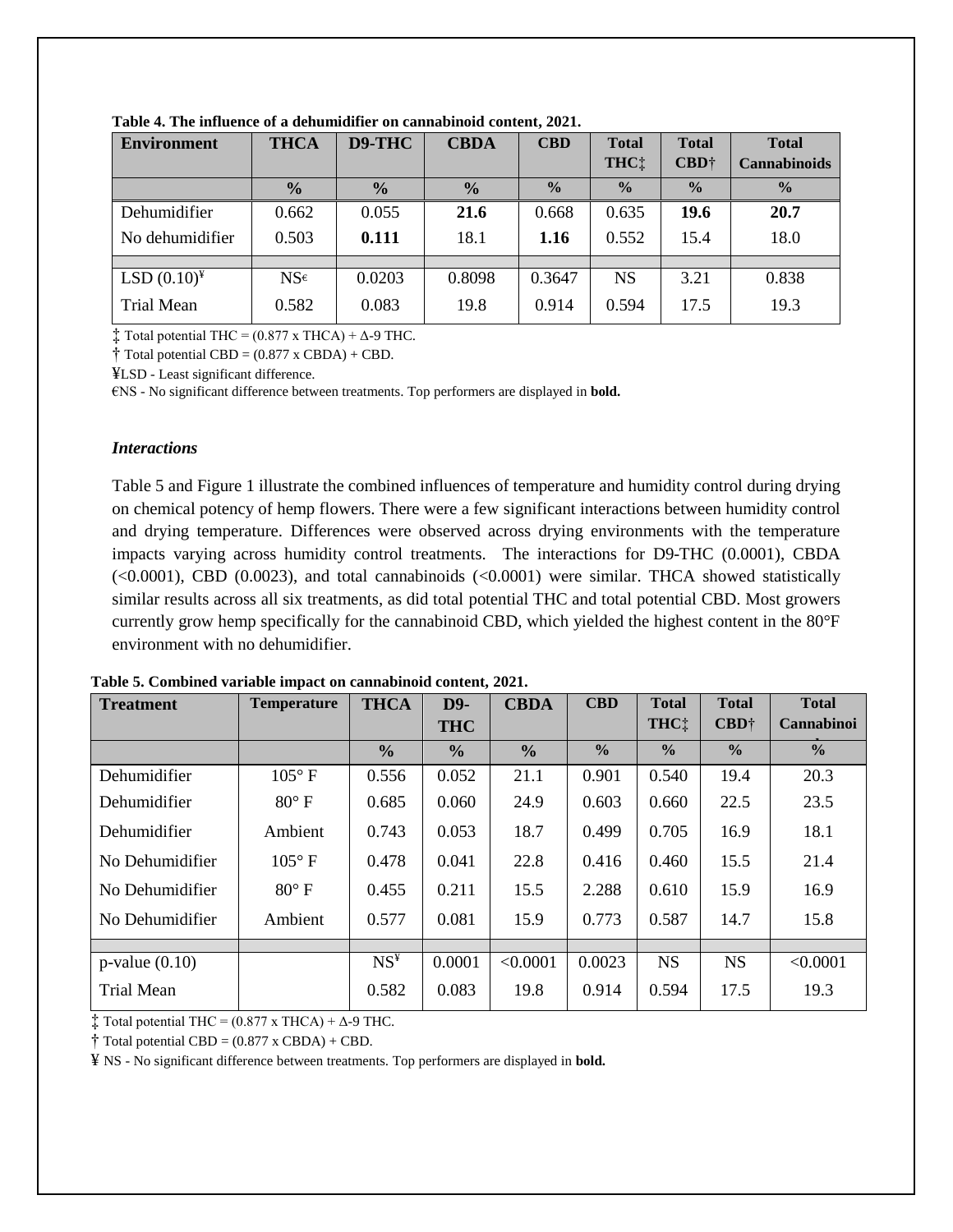**Table 4. The influence of a dehumidifier on cannabinoid content, 2021.**

| Environment | THCA | D9-THC | CBDA | CBD | Total THC‡ | Total CBD† | Total Cannabinoids |
|---|---|---|---|---|---|---|---|
| | % | % | % | % | % | % | % |
| Dehumidifier | 0.662 | 0.055 | **21.6** | 0.668 | 0.635 | **19.6** | **20.7** |
| No dehumidifier | 0.503 | **0.111** | 18.1 | **1.16** | 0.552 | 15.4 | 18.0 |
| | | | | | | | |
| LSD (0.10)¥ | NS€ | 0.0203 | 0.8098 | 0.3647 | NS | 3.21 | 0.838 |
| Trial Mean | 0.582 | 0.083 | 19.8 | 0.914 | 0.594 | 17.5 | 19.3 |

‡ Total potential THC = (0.877 x THCA) + Δ-9 THC.

† Total potential CBD = (0.877 x CBDA) + CBD.

¥LSD - Least significant difference.

€NS - No significant difference between treatments. Top performers are displayed in **bold.**

### *Interactions*

Table 5 and Figure 1 illustrate the combined influences of temperature and humidity control during drying on chemical potency of hemp flowers. There were a few significant interactions between humidity control and drying temperature. Differences were observed across drying environments with the temperature impacts varying across humidity control treatments. The interactions for D9-THC (0.0001), CBDA (<0.0001), CBD (0.0023), and total cannabinoids (<0.0001) were similar. THCA showed statistically similar results across all six treatments, as did total potential THC and total potential CBD. Most growers currently grow hemp specifically for the cannabinoid CBD, which yielded the highest content in the 80°F environment with no dehumidifier.

**Table 5. Combined variable impact on cannabinoid content, 2021.**

| Treatment | Temperature | THCA | D9-THC | CBDA | CBD | Total THC‡ | Total CBD† | Total Cannabinoi |
|---|---|---|---|---|---|---|---|---|
| | | % | % | % | % | % | % | % |
| Dehumidifier | 105° F | 0.556 | 0.052 | 21.1 | 0.901 | 0.540 | 19.4 | 20.3 |
| Dehumidifier | 80° F | 0.685 | 0.060 | 24.9 | 0.603 | 0.660 | 22.5 | 23.5 |
| Dehumidifier | Ambient | 0.743 | 0.053 | 18.7 | 0.499 | 0.705 | 16.9 | 18.1 |
| No Dehumidifier | 105° F | 0.478 | 0.041 | 22.8 | 0.416 | 0.460 | 15.5 | 21.4 |
| No Dehumidifier | 80° F | 0.455 | 0.211 | 15.5 | 2.288 | 0.610 | 15.9 | 16.9 |
| No Dehumidifier | Ambient | 0.577 | 0.081 | 15.9 | 0.773 | 0.587 | 14.7 | 15.8 |
| | | | | | | | | |
| p-value (0.10) | | NS¥ | 0.0001 | <0.0001 | 0.0023 | NS | NS | <0.0001 |
| Trial Mean | | 0.582 | 0.083 | 19.8 | 0.914 | 0.594 | 17.5 | 19.3 |

‡ Total potential THC = (0.877 x THCA) + Δ-9 THC.

† Total potential CBD = (0.877 x CBDA) + CBD.

¥ NS - No significant difference between treatments. Top performers are displayed in **bold.**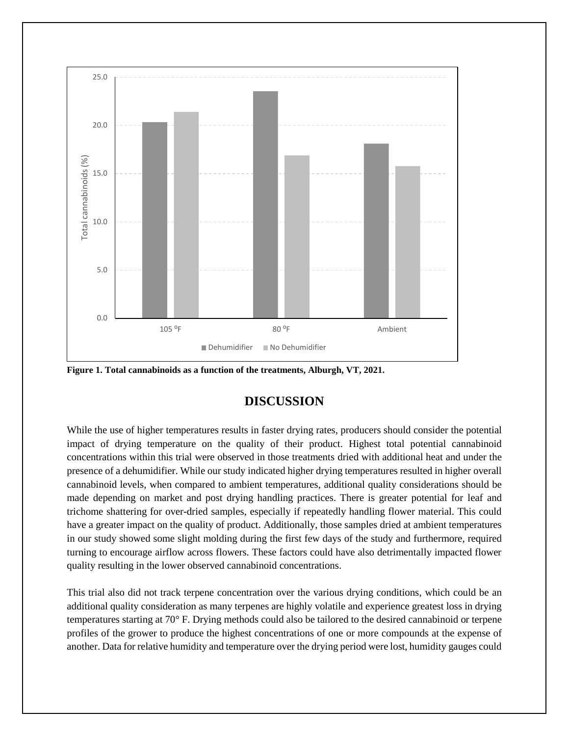Figure 1. Total cannabinoids as a function of the treatments, Alburgh, VT, 2021.

## DISCUSSION

While the use of higher temperatures results in faster drying rates, producers should consider the potential impact of drying temperature on the quality of their product. Highest total potential cannabinoid concentrations within this trial were observed in those treatments dried with additional heat and under the presence of a dehumidifier. While our study indicated higher drying temperatures resulted in higher overall cannabinoid levels, when compared to ambient temperatures, additional quality considerations should be made depending on market and post drying handling practices. There is greater potential for leaf and trichome shattering for over-dried samples, especially if repeatedly handling flower material. This could have a greater impact on the quality of product. Additionally, those samples dried at ambient temperatures in our study showed some slight molding during the first few days of the study and furthermore, required turning to encourage airflow across flowers. These factors could have also detrimentally impacted flower quality resulting in the lower observed cannabinoid concentrations.

This trial also did not track terpene concentration over the various drying conditions, which could be an additional quality consideration as many terpenes are highly volatile and experience greatest loss in drying temperatures starting at 70° F. Drying methods could also be tailored to the desired cannabinoid or terpene profiles of the grower to produce the highest concentrations of one or more compounds at the expense of another. Data for relative humidity and temperature over the drying period were lost, humidity gauges could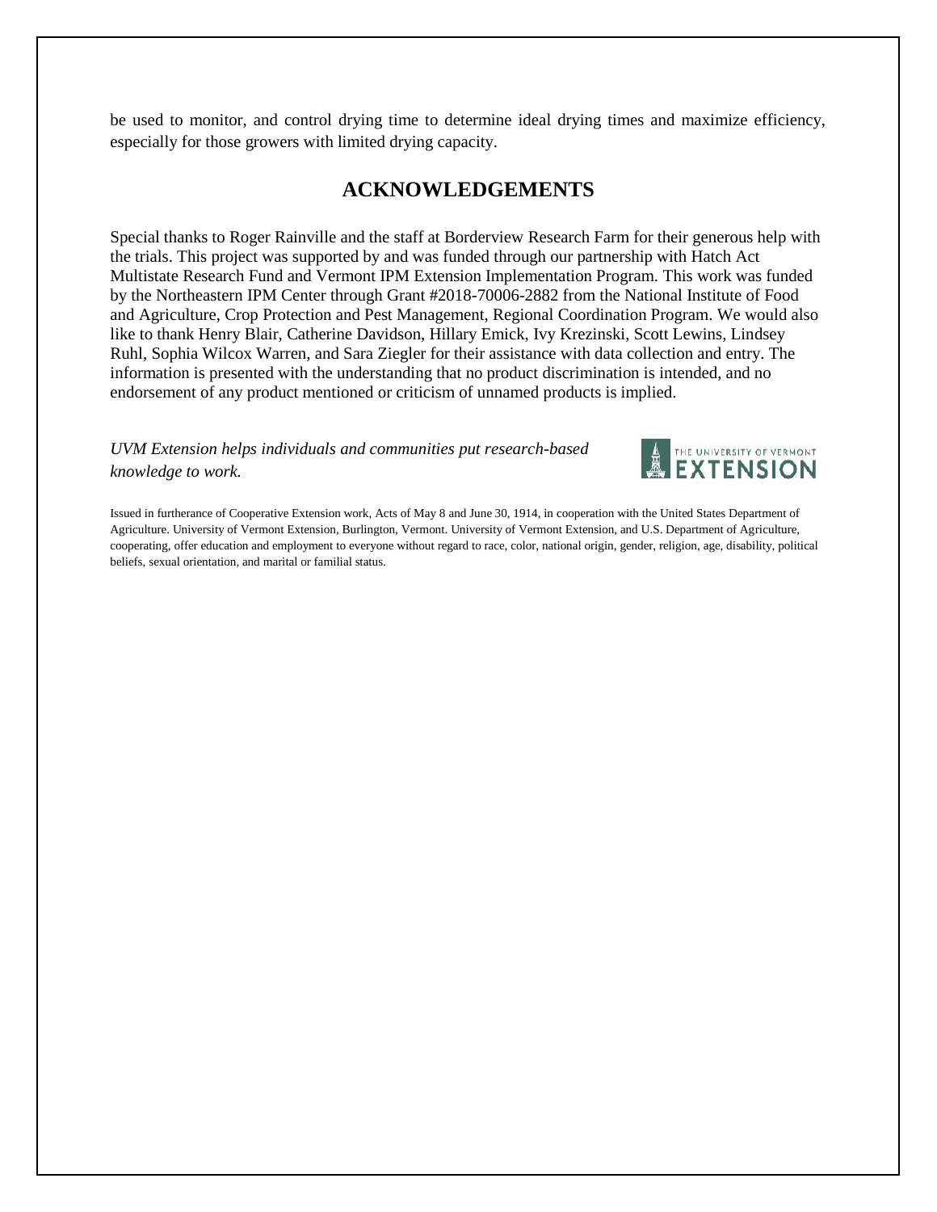be used to monitor, and control drying time to determine ideal drying times and maximize efficiency, especially for those growers with limited drying capacity.

## ACKNOWLEDGEMENTS

Special thanks to Roger Rainville and the staff at Borderview Research Farm for their generous help with the trials. This project was supported by and was funded through our partnership with Hatch Act Multistate Research Fund and Vermont IPM Extension Implementation Program. This work was funded by the Northeastern IPM Center through Grant #2018-70006-2882 from the National Institute of Food and Agriculture, Crop Protection and Pest Management, Regional Coordination Program. We would also like to thank Henry Blair, Catherine Davidson, Hillary Emick, Ivy Krezinski, Scott Lewins, Lindsey Ruhl, Sophia Wilcox Warren, and Sara Ziegler for their assistance with data collection and entry. The information is presented with the understanding that no product discrimination is intended, and no endorsement of any product mentioned or criticism of unnamed products is implied.

*UVM Extension helps individuals and communities put research-based knowledge to work.*

THE UNIVERSITY OF VERMONT EXTENSION

Issued in furtherance of Cooperative Extension work, Acts of May 8 and June 30, 1914, in cooperation with the United States Department of Agriculture. University of Vermont Extension, Burlington, Vermont. University of Vermont Extension, and U.S. Department of Agriculture, cooperating, offer education and employment to everyone without regard to race, color, national origin, gender, religion, age, disability, political beliefs, sexual orientation, and marital or familial status.